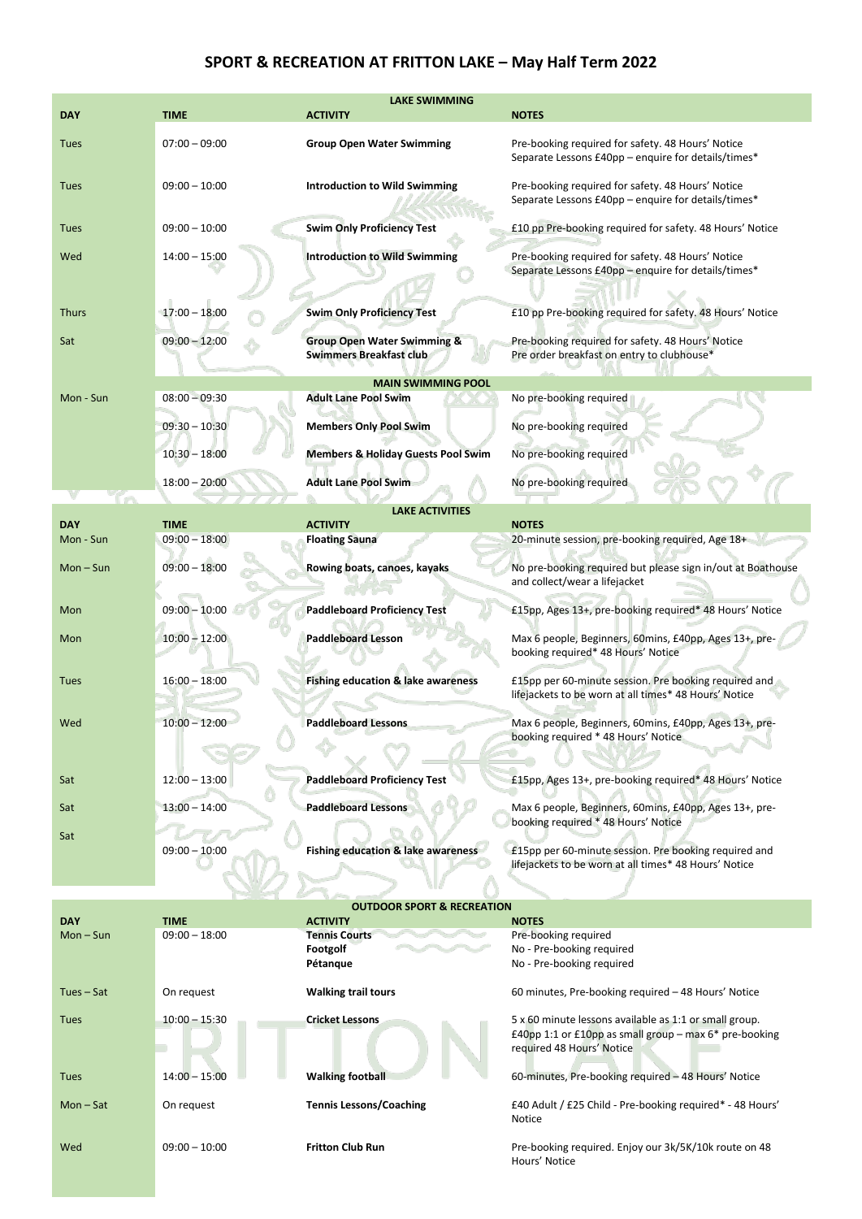# SPORT & RECREATION AT FRITTON LAKE – May Half Term 2022

## LAKE SWIMMING

| DAY | TIME | ACTIVITY | NOTES |
|---|---|---|---|
| Tues | 07:00 – 09:00 | **Group Open Water Swimming** | Pre-booking required for safety. 48 Hours' Notice Separate Lessons £40pp – enquire for details/times* |
| Tues | 09:00 – 10:00 | **Introduction to Wild Swimming** | Pre-booking required for safety. 48 Hours' Notice Separate Lessons £40pp – enquire for details/times* |
| Tues | 09:00 – 10:00 | **Swim Only Proficiency Test** | £10 pp Pre-booking required for safety. 48 Hours' Notice |
| Wed | 14:00 – 15:00 | **Introduction to Wild Swimming** | Pre-booking required for safety. 48 Hours' Notice Separate Lessons £40pp – enquire for details/times* |
| Thurs | 17:00 – 18:00 | **Swim Only Proficiency Test** | £10 pp Pre-booking required for safety. 48 Hours' Notice |
| Sat | 09:00 – 12:00 | **Group Open Water Swimming & Swimmers Breakfast club** | Pre-booking required for safety. 48 Hours' Notice Pre order breakfast on entry to clubhouse* |

## MAIN SWIMMING POOL

| DAY | TIME | ACTIVITY | NOTES |
|---|---|---|---|
| Mon - Sun | 08:00 – 09:30 | **Adult Lane Pool Swim** | No pre-booking required |
| | 09:30 – 10:30 | **Members Only Pool Swim** | No pre-booking required |
| | 10:30 – 18:00 | **Members & Holiday Guests Pool Swim** | No pre-booking required |
| | 18:00 – 20:00 | **Adult Lane Pool Swim** | No pre-booking required |

## LAKE ACTIVITIES

| DAY | TIME | ACTIVITY | NOTES |
|---|---|---|---|
| Mon - Sun | 09:00 – 18:00 | **Floating Sauna** | 20-minute session, pre-booking required, Age 18+ |
| Mon – Sun | 09:00 – 18:00 | **Rowing boats, canoes, kayaks** | No pre-booking required but please sign in/out at Boathouse and collect/wear a lifejacket |
| Mon | 09:00 – 10:00 | **Paddleboard Proficiency Test** | £15pp, Ages 13+, pre-booking required* 48 Hours' Notice |
| Mon | 10:00 – 12:00 | **Paddleboard Lesson** | Max 6 people, Beginners, 60mins, £40pp, Ages 13+, pre-booking required* 48 Hours' Notice |
| Tues | 16:00 – 18:00 | **Fishing education & lake awareness** | £15pp per 60-minute session. Pre booking required and lifejackets to be worn at all times* 48 Hours' Notice |
| Wed | 10:00 – 12:00 | **Paddleboard Lessons** | Max 6 people, Beginners, 60mins, £40pp, Ages 13+, pre-booking required * 48 Hours' Notice |
| Sat | 12:00 – 13:00 | **Paddleboard Proficiency Test** | £15pp, Ages 13+, pre-booking required* 48 Hours' Notice |
| Sat | 13:00 – 14:00 | **Paddleboard Lessons** | Max 6 people, Beginners, 60mins, £40pp, Ages 13+, pre-booking required * 48 Hours' Notice |
| Sat | 09:00 – 10:00 | **Fishing education & lake awareness** | £15pp per 60-minute session. Pre booking required and lifejackets to be worn at all times* 48 Hours' Notice |

## OUTDOOR SPORT & RECREATION

| DAY | TIME | ACTIVITY | NOTES |
|---|---|---|---|
| Mon – Sun | 09:00 – 18:00 | **Tennis Courts**<br>**Footgolf**<br>**Pétanque** | Pre-booking required<br>No - Pre-booking required<br>No - Pre-booking required |
| Tues – Sat | On request | **Walking trail tours** | 60 minutes, Pre-booking required – 48 Hours' Notice |
| Tues | 10:00 – 15:30 | **Cricket Lessons** | 5 x 60 minute lessons available as 1:1 or small group. £40pp 1:1 or £10pp as small group – max 6* pre-booking required 48 Hours' Notice |
| Tues | 14:00 – 15:00 | **Walking football** | 60-minutes, Pre-booking required – 48 Hours' Notice |
| Mon – Sat | On request | **Tennis Lessons/Coaching** | £40 Adult / £25 Child - Pre-booking required* - 48 Hours' Notice |
| Wed | 09:00 – 10:00 | **Fritton Club Run** | Pre-booking required. Enjoy our 3k/5K/10k route on 48 Hours' Notice |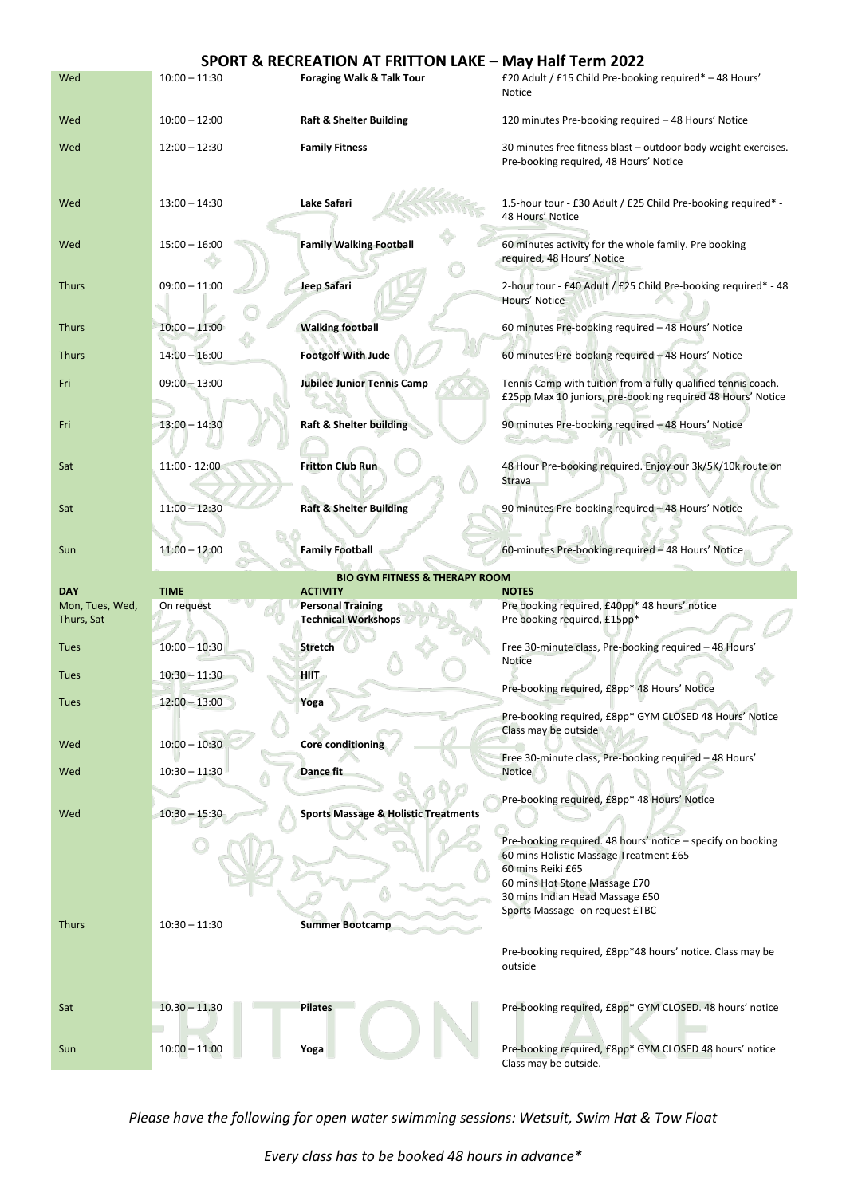# SPORT & RECREATION AT FRITTON LAKE – May Half Term 2022

| | | | |
|---|---|---|---|
| Wed | 10:00 – 11:30 | **Foraging Walk & Talk Tour** | £20 Adult / £15 Child Pre-booking required* – 48 Hours' Notice |
| Wed | 10:00 – 12:00 | **Raft & Shelter Building** | 120 minutes Pre-booking required – 48 Hours' Notice |
| Wed | 12:00 – 12:30 | **Family Fitness** | 30 minutes free fitness blast – outdoor body weight exercises. Pre-booking required, 48 Hours' Notice |
| Wed | 13:00 – 14:30 | **Lake Safari** | 1.5-hour tour - £30 Adult / £25 Child Pre-booking required* - 48 Hours' Notice |
| Wed | 15:00 – 16:00 | **Family Walking Football** | 60 minutes activity for the whole family. Pre booking required, 48 Hours' Notice |
| Thurs | 09:00 – 11:00 | **Jeep Safari** | 2-hour tour - £40 Adult / £25 Child Pre-booking required* - 48 Hours' Notice |
| Thurs | 10:00 – 11:00 | **Walking football** | 60 minutes Pre-booking required – 48 Hours' Notice |
| Thurs | 14:00 – 16:00 | **Footgolf With Jude** | 60 minutes Pre-booking required – 48 Hours' Notice |
| Fri | 09:00 – 13:00 | **Jubilee Junior Tennis Camp** | Tennis Camp with tuition from a fully qualified tennis coach. £25pp Max 10 juniors, pre-booking required 48 Hours' Notice |
| Fri | 13:00 – 14:30 | **Raft & Shelter building** | 90 minutes Pre-booking required – 48 Hours' Notice |
| Sat | 11:00 - 12:00 | **Fritton Club Run** | 48 Hour Pre-booking required. Enjoy our 3k/5K/10k route on Strava |
| Sat | 11:00 – 12:30 | **Raft & Shelter Building** | 90 minutes Pre-booking required – 48 Hours' Notice |
| Sun | 11:00 – 12:00 | **Family Football** | 60-minutes Pre-booking required – 48 Hours' Notice |

**BIO GYM FITNESS & THERAPY ROOM**

| DAY | TIME | ACTIVITY | NOTES |
|---|---|---|---|
| Mon, Tues, Wed, Thurs, Sat | On request | **Personal Training**<br>**Technical Workshops** | Pre booking required, £40pp* 48 hours' notice<br>Pre booking required, £15pp* |
| Tues | 10:00 – 10:30 | **Stretch** | Free 30-minute class, Pre-booking required – 48 Hours' Notice |
| Tues | 10:30 – 11:30 | **HIIT** | Pre-booking required, £8pp* 48 Hours' Notice |
| Tues | 12:00 – 13:00 | **Yoga** | Pre-booking required, £8pp* GYM CLOSED 48 Hours' Notice Class may be outside |
| Wed | 10:00 – 10:30 | **Core conditioning** | Free 30-minute class, Pre-booking required – 48 Hours' Notice |
| Wed | 10:30 – 11:30 | **Dance fit** | Pre-booking required, £8pp* 48 Hours' Notice |
| Wed | 10:30 – 15:30 | **Sports Massage & Holistic Treatments** | Pre-booking required. 48 hours' notice – specify on booking<br>60 mins Holistic Massage Treatment £65<br>60 mins Reiki £65<br>60 mins Hot Stone Massage £70<br>30 mins Indian Head Massage £50<br>Sports Massage -on request £TBC |
| Thurs | 10:30 – 11:30 | **Summer Bootcamp** | Pre-booking required, £8pp*48 hours' notice. Class may be outside |
| Sat | 10.30 – 11.30 | **Pilates** | Pre-booking required, £8pp* GYM CLOSED. 48 hours' notice |
| Sun | 10:00 – 11:00 | **Yoga** | Pre-booking required, £8pp* GYM CLOSED 48 hours' notice Class may be outside. |

*Please have the following for open water swimming sessions: Wetsuit, Swim Hat & Tow Float*

*Every class has to be booked 48 hours in advance**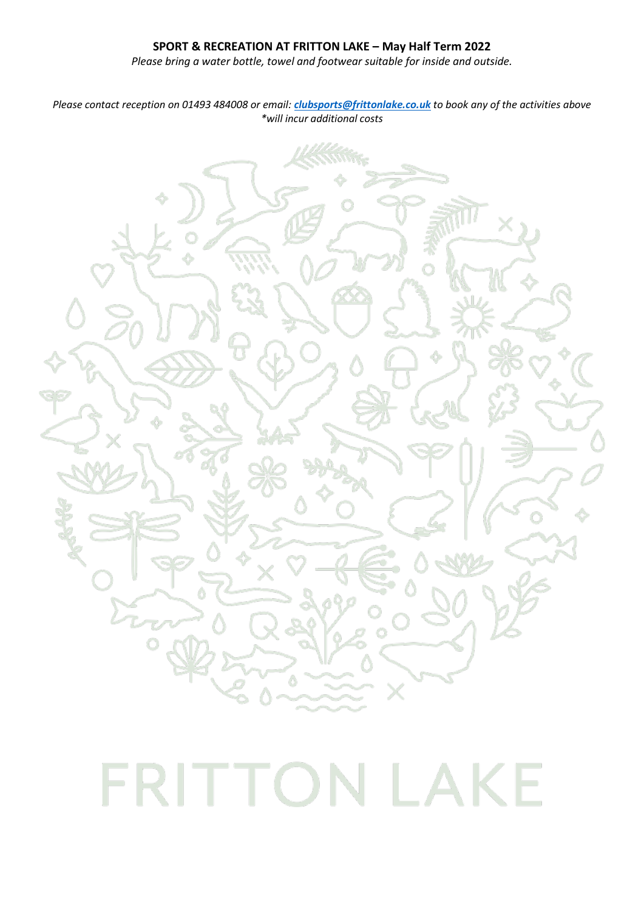**SPORT & RECREATION AT FRITTON LAKE – May Half Term 2022**

*Please bring a water bottle, towel and footwear suitable for inside and outside.*

*Please contact reception on 01493 484008 or email: [clubsports@frittonlake.co.uk](mailto:clubsports@frittonlake.co.uk) to book any of the activities above*
*\*will incur additional costs*

FRITTON LAKE